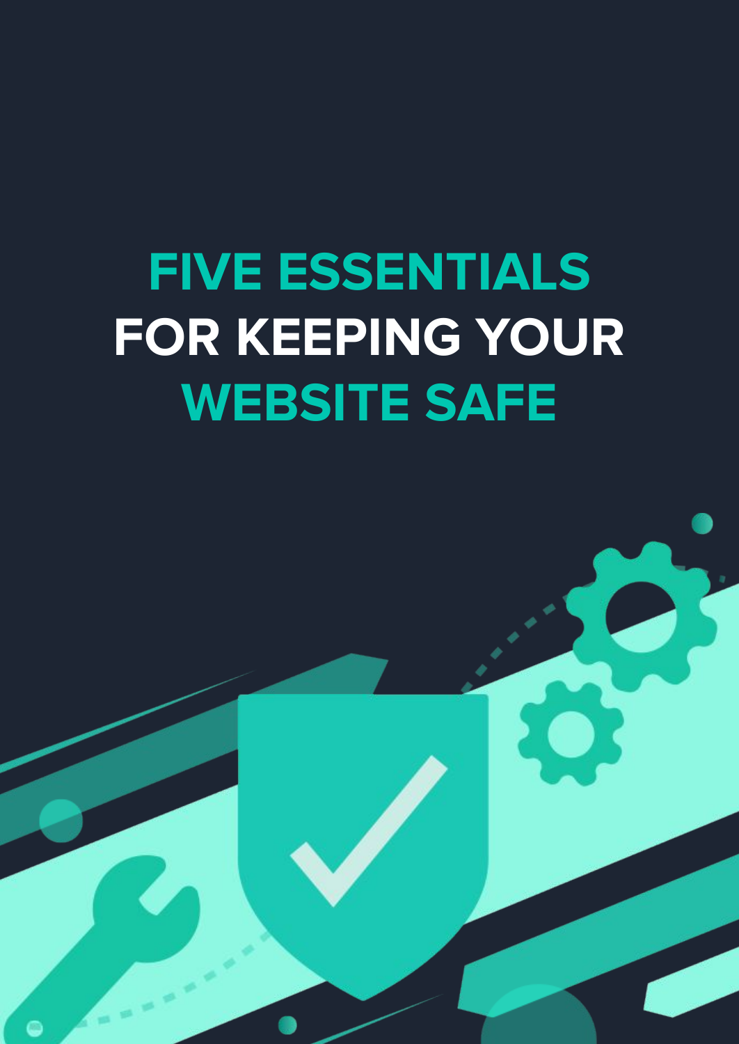# FIVE ESSENTIALS FOR KEEPING YOUR WEBSITE SAFE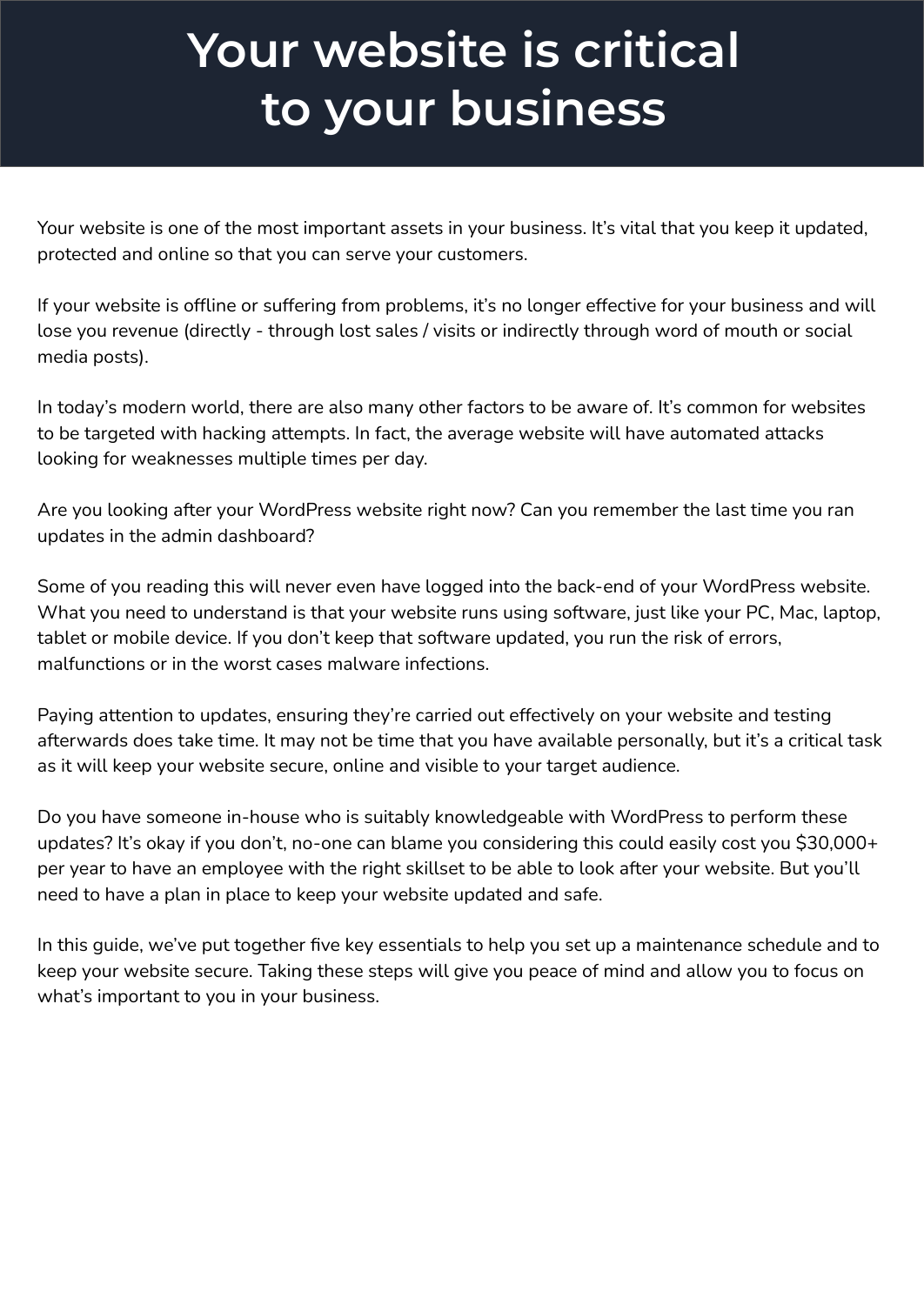# Your website is critical to your business

Your website is one of the most important assets in your business. It's vital that you keep it updated, protected and online so that you can serve your customers.

If your website is offline or suffering from problems, it's no longer effective for your business and will lose you revenue (directly - through lost sales / visits or indirectly through word of mouth or social media posts).

In today's modern world, there are also many other factors to be aware of. It's common for websites to be targeted with hacking attempts. In fact, the average website will have automated attacks looking for weaknesses multiple times per day.

Are you looking after your WordPress website right now? Can you remember the last time you ran updates in the admin dashboard?

Some of you reading this will never even have logged into the back-end of your WordPress website. What you need to understand is that your website runs using software, just like your PC, Mac, laptop, tablet or mobile device. If you don't keep that software updated, you run the risk of errors, malfunctions or in the worst cases malware infections.

Paying attention to updates, ensuring they're carried out effectively on your website and testing afterwards does take time. It may not be time that you have available personally, but it's a critical task as it will keep your website secure, online and visible to your target audience.

Do you have someone in-house who is suitably knowledgeable with WordPress to perform these updates? It's okay if you don't, no-one can blame you considering this could easily cost you $30,000+ per year to have an employee with the right skillset to be able to look after your website. But you'll need to have a plan in place to keep your website updated and safe.

In this guide, we've put together five key essentials to help you set up a maintenance schedule and to keep your website secure. Taking these steps will give you peace of mind and allow you to focus on what's important to you in your business.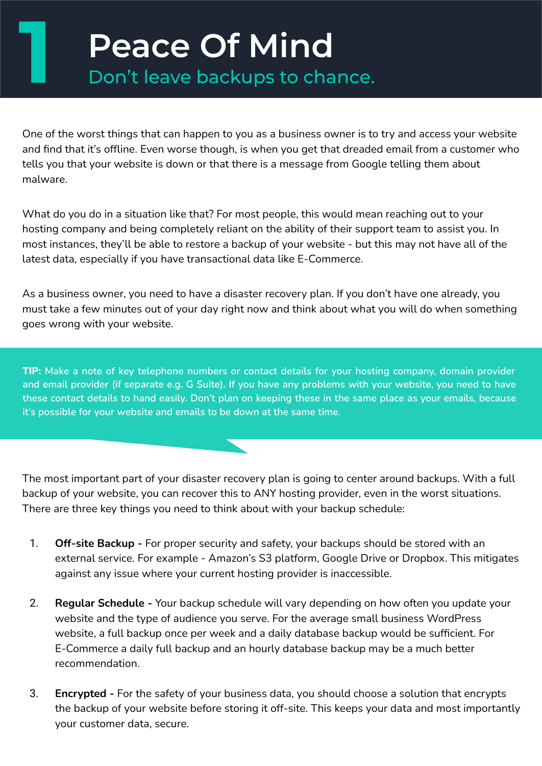# 1 Peace Of Mind

## Don't leave backups to chance.

One of the worst things that can happen to you as a business owner is to try and access your website and find that it's offline. Even worse though, is when you get that dreaded email from a customer who tells you that your website is down or that there is a message from Google telling them about malware.

What do you do in a situation like that? For most people, this would mean reaching out to your hosting company and being completely reliant on the ability of their support team to assist you. In most instances, they'll be able to restore a backup of your website - but this may not have all of the latest data, especially if you have transactional data like E-Commerce.

As a business owner, you need to have a disaster recovery plan. If you don't have one already, you must take a few minutes out of your day right now and think about what you will do when something goes wrong with your website.

**TIP:** Make a note of key telephone numbers or contact details for your hosting company, domain provider and email provider (if separate e.g. G Suite). If you have any problems with your website, you need to have these contact details to hand easily. Don't plan on keeping these in the same place as your emails, because it's possible for your website and emails to be down at the same time.

The most important part of your disaster recovery plan is going to center around backups. With a full backup of your website, you can recover this to ANY hosting provider, even in the worst situations. There are three key things you need to think about with your backup schedule:

1. **Off-site Backup -** For proper security and safety, your backups should be stored with an external service. For example - Amazon's S3 platform, Google Drive or Dropbox. This mitigates against any issue where your current hosting provider is inaccessible.

2. **Regular Schedule -** Your backup schedule will vary depending on how often you update your website and the type of audience you serve. For the average small business WordPress website, a full backup once per week and a daily database backup would be sufficient. For E-Commerce a daily full backup and an hourly database backup may be a much better recommendation.

3. **Encrypted -** For the safety of your business data, you should choose a solution that encrypts the backup of your website before storing it off-site. This keeps your data and most importantly your customer data, secure.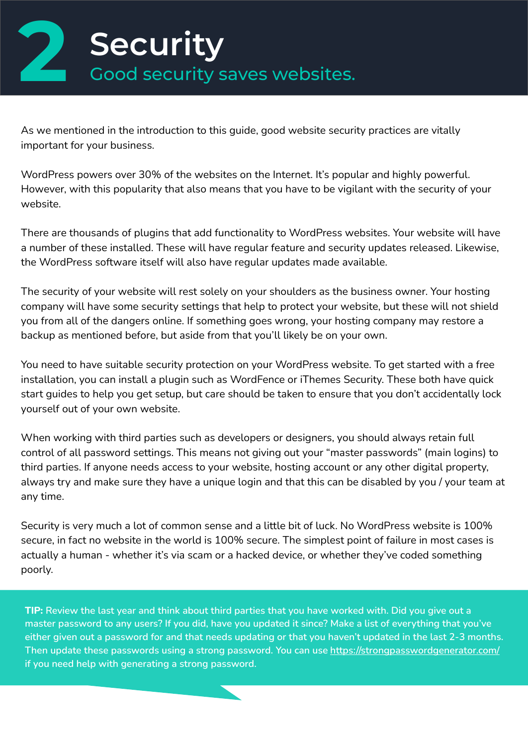# 2 Security

## Good security saves websites.

As we mentioned in the introduction to this guide, good website security practices are vitally important for your business.

WordPress powers over 30% of the websites on the Internet. It's popular and highly powerful. However, with this popularity that also means that you have to be vigilant with the security of your website.

There are thousands of plugins that add functionality to WordPress websites. Your website will have a number of these installed. These will have regular feature and security updates released. Likewise, the WordPress software itself will also have regular updates made available.

The security of your website will rest solely on your shoulders as the business owner. Your hosting company will have some security settings that help to protect your website, but these will not shield you from all of the dangers online. If something goes wrong, your hosting company may restore a backup as mentioned before, but aside from that you'll likely be on your own.

You need to have suitable security protection on your WordPress website. To get started with a free installation, you can install a plugin such as WordFence or iThemes Security. These both have quick start guides to help you get setup, but care should be taken to ensure that you don't accidentally lock yourself out of your own website.

When working with third parties such as developers or designers, you should always retain full control of all password settings. This means not giving out your "master passwords" (main logins) to third parties. If anyone needs access to your website, hosting account or any other digital property, always try and make sure they have a unique login and that this can be disabled by you / your team at any time.

Security is very much a lot of common sense and a little bit of luck. No WordPress website is 100% secure, in fact no website in the world is 100% secure. The simplest point of failure in most cases is actually a human - whether it's via scam or a hacked device, or whether they've coded something poorly.

**TIP:** Review the last year and think about third parties that you have worked with. Did you give out a master password to any users? If you did, have you updated it since? Make a list of everything that you've either given out a password for and that needs updating or that you haven't updated in the last 2-3 months. Then update these passwords using a strong password. You can use https://strongpasswordgenerator.com/ if you need help with generating a strong password.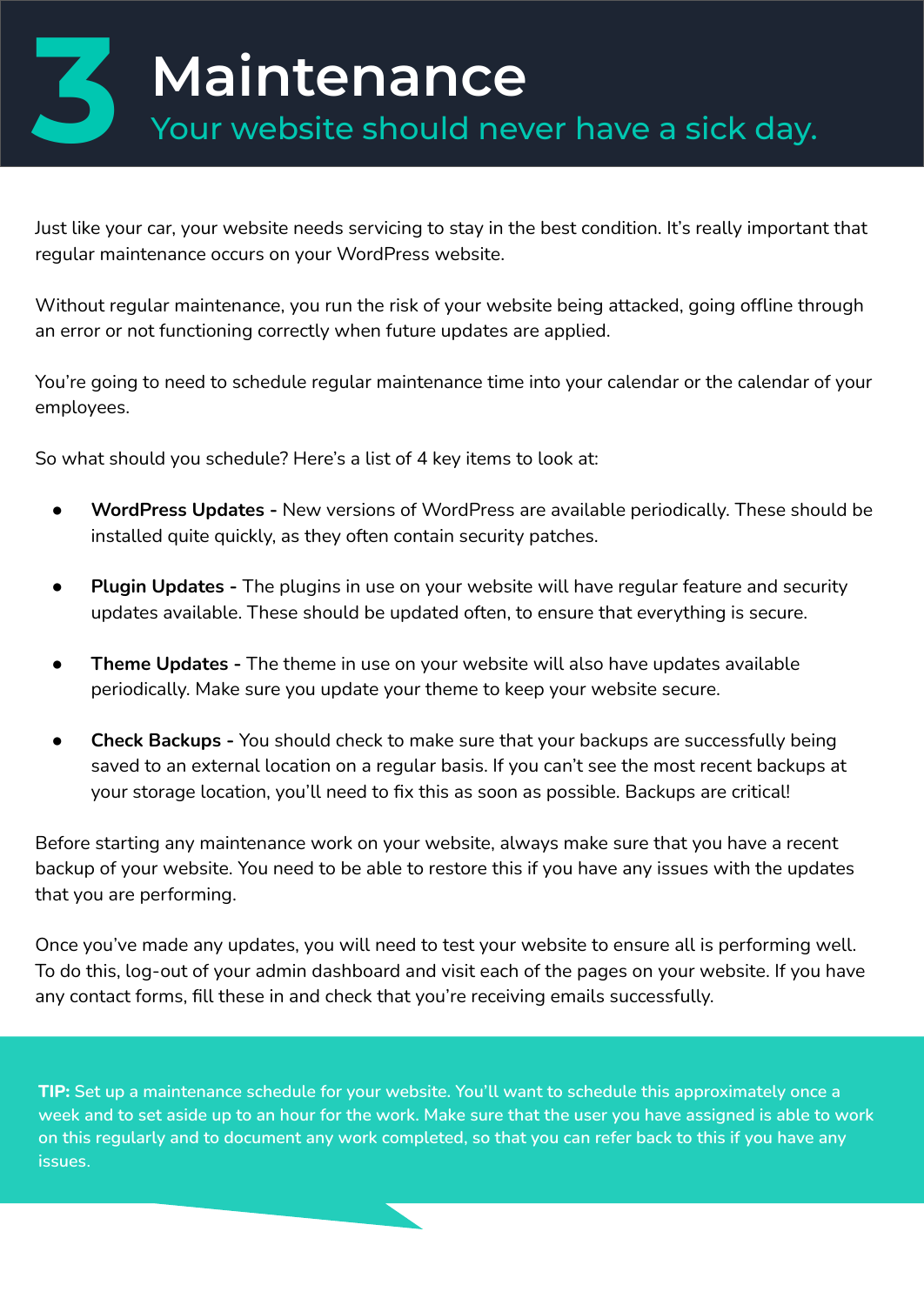# 3 Maintenance

## Your website should never have a sick day.

Just like your car, your website needs servicing to stay in the best condition. It's really important that regular maintenance occurs on your WordPress website.

Without regular maintenance, you run the risk of your website being attacked, going offline through an error or not functioning correctly when future updates are applied.

You're going to need to schedule regular maintenance time into your calendar or the calendar of your employees.

So what should you schedule? Here's a list of 4 key items to look at:

- **WordPress Updates -** New versions of WordPress are available periodically. These should be installed quite quickly, as they often contain security patches.
- **Plugin Updates -** The plugins in use on your website will have regular feature and security updates available. These should be updated often, to ensure that everything is secure.
- **Theme Updates -** The theme in use on your website will also have updates available periodically. Make sure you update your theme to keep your website secure.
- **Check Backups -** You should check to make sure that your backups are successfully being saved to an external location on a regular basis. If you can't see the most recent backups at your storage location, you'll need to fix this as soon as possible. Backups are critical!

Before starting any maintenance work on your website, always make sure that you have a recent backup of your website. You need to be able to restore this if you have any issues with the updates that you are performing.

Once you've made any updates, you will need to test your website to ensure all is performing well. To do this, log-out of your admin dashboard and visit each of the pages on your website. If you have any contact forms, fill these in and check that you're receiving emails successfully.

**TIP:** Set up a maintenance schedule for your website. You'll want to schedule this approximately once a week and to set aside up to an hour for the work. Make sure that the user you have assigned is able to work on this regularly and to document any work completed, so that you can refer back to this if you have any issues.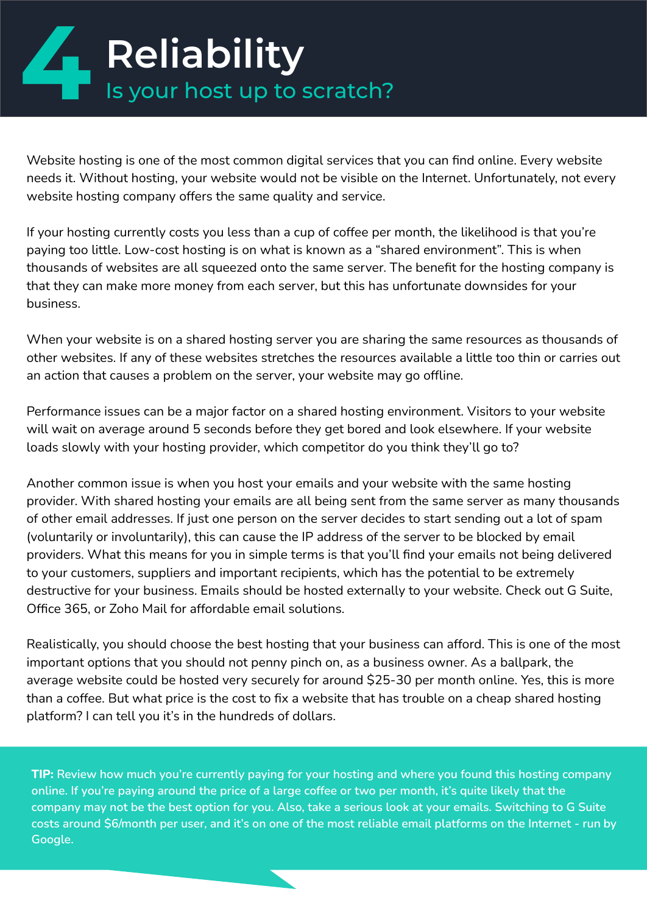# 4 Reliability

## Is your host up to scratch?

Website hosting is one of the most common digital services that you can find online. Every website needs it. Without hosting, your website would not be visible on the Internet. Unfortunately, not every website hosting company offers the same quality and service.

If your hosting currently costs you less than a cup of coffee per month, the likelihood is that you're paying too little. Low-cost hosting is on what is known as a "shared environment". This is when thousands of websites are all squeezed onto the same server. The benefit for the hosting company is that they can make more money from each server, but this has unfortunate downsides for your business.

When your website is on a shared hosting server you are sharing the same resources as thousands of other websites. If any of these websites stretches the resources available a little too thin or carries out an action that causes a problem on the server, your website may go offline.

Performance issues can be a major factor on a shared hosting environment. Visitors to your website will wait on average around 5 seconds before they get bored and look elsewhere. If your website loads slowly with your hosting provider, which competitor do you think they'll go to?

Another common issue is when you host your emails and your website with the same hosting provider. With shared hosting your emails are all being sent from the same server as many thousands of other email addresses. If just one person on the server decides to start sending out a lot of spam (voluntarily or involuntarily), this can cause the IP address of the server to be blocked by email providers. What this means for you in simple terms is that you'll find your emails not being delivered to your customers, suppliers and important recipients, which has the potential to be extremely destructive for your business. Emails should be hosted externally to your website. Check out G Suite, Office 365, or Zoho Mail for affordable email solutions.

Realistically, you should choose the best hosting that your business can afford. This is one of the most important options that you should not penny pinch on, as a business owner. As a ballpark, the average website could be hosted very securely for around $25-30 per month online. Yes, this is more than a coffee. But what price is the cost to fix a website that has trouble on a cheap shared hosting platform? I can tell you it's in the hundreds of dollars.

**TIP:** Review how much you're currently paying for your hosting and where you found this hosting company online. If you're paying around the price of a large coffee or two per month, it's quite likely that the company may not be the best option for you. Also, take a serious look at your emails. Switching to G Suite costs around $6/month per user, and it's on one of the most reliable email platforms on the Internet - run by Google.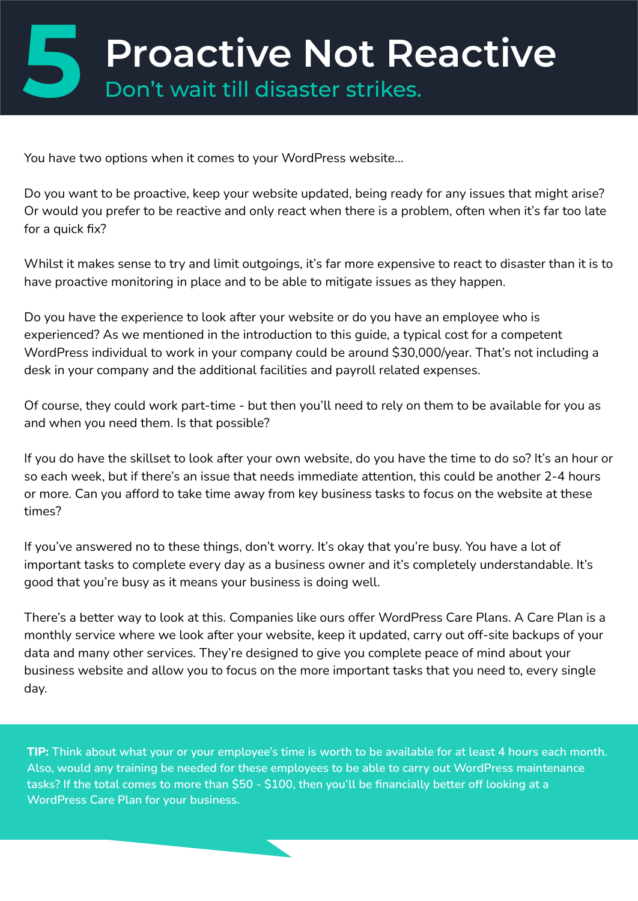# 5 Proactive Not Reactive

## Don't wait till disaster strikes.

You have two options when it comes to your WordPress website...

Do you want to be proactive, keep your website updated, being ready for any issues that might arise? Or would you prefer to be reactive and only react when there is a problem, often when it's far too late for a quick fix?

Whilst it makes sense to try and limit outgoings, it's far more expensive to react to disaster than it is to have proactive monitoring in place and to be able to mitigate issues as they happen.

Do you have the experience to look after your website or do you have an employee who is experienced? As we mentioned in the introduction to this guide, a typical cost for a competent WordPress individual to work in your company could be around $30,000/year. That's not including a desk in your company and the additional facilities and payroll related expenses.

Of course, they could work part-time - but then you'll need to rely on them to be available for you as and when you need them. Is that possible?

If you do have the skillset to look after your own website, do you have the time to do so? It's an hour or so each week, but if there's an issue that needs immediate attention, this could be another 2-4 hours or more. Can you afford to take time away from key business tasks to focus on the website at these times?

If you've answered no to these things, don't worry. It's okay that you're busy. You have a lot of important tasks to complete every day as a business owner and it's completely understandable. It's good that you're busy as it means your business is doing well.

There's a better way to look at this. Companies like ours offer WordPress Care Plans. A Care Plan is a monthly service where we look after your website, keep it updated, carry out off-site backups of your data and many other services. They're designed to give you complete peace of mind about your business website and allow you to focus on the more important tasks that you need to, every single day.

**TIP:** Think about what your or your employee's time is worth to be available for at least 4 hours each month. Also, would any training be needed for these employees to be able to carry out WordPress maintenance tasks? If the total comes to more than $50 - $100, then you'll be financially better off looking at a WordPress Care Plan for your business.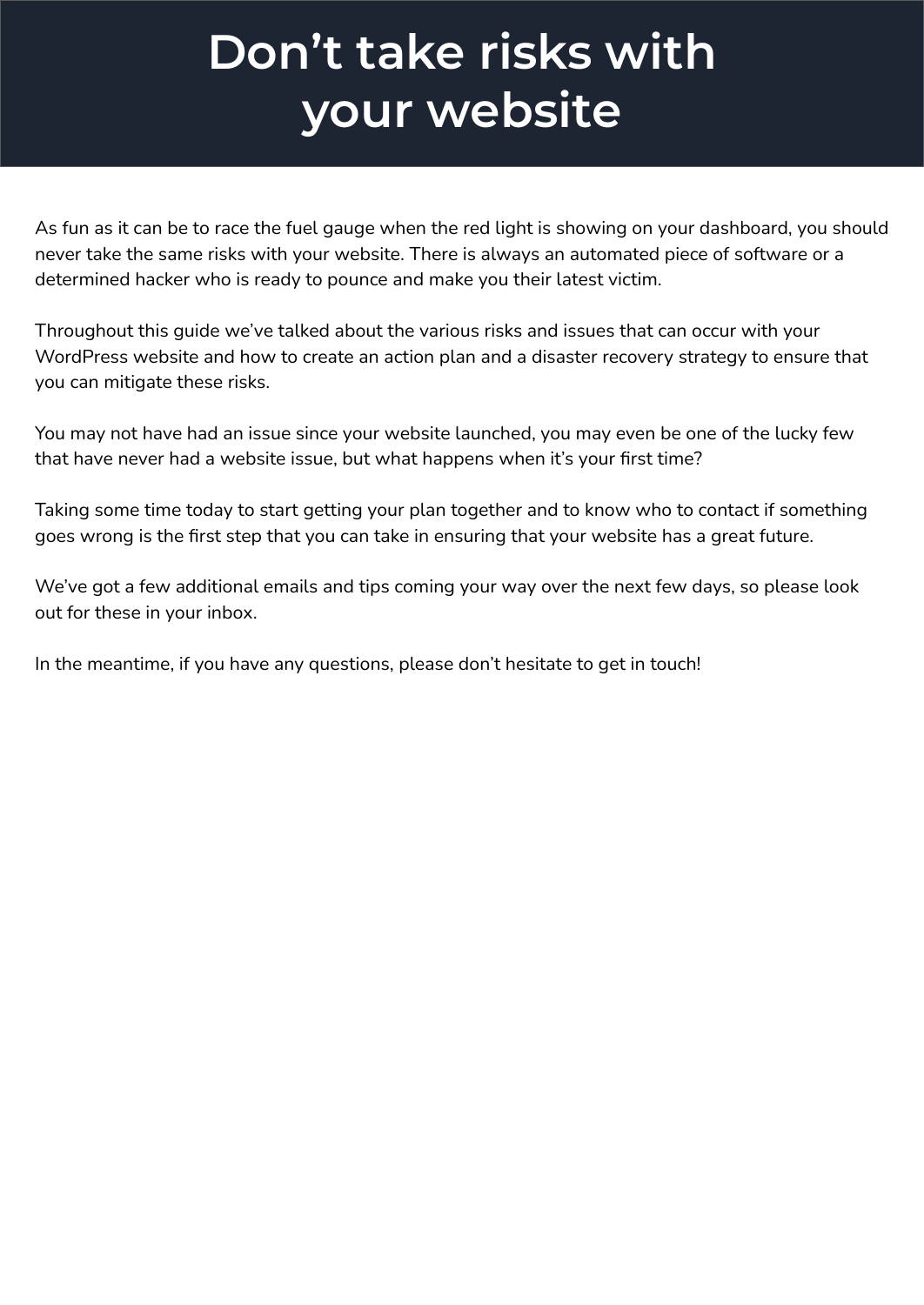# Don’t take risks with your website

As fun as it can be to race the fuel gauge when the red light is showing on your dashboard, you should never take the same risks with your website. There is always an automated piece of software or a determined hacker who is ready to pounce and make you their latest victim.

Throughout this guide we’ve talked about the various risks and issues that can occur with your WordPress website and how to create an action plan and a disaster recovery strategy to ensure that you can mitigate these risks.

You may not have had an issue since your website launched, you may even be one of the lucky few that have never had a website issue, but what happens when it’s your first time?

Taking some time today to start getting your plan together and to know who to contact if something goes wrong is the first step that you can take in ensuring that your website has a great future.

We’ve got a few additional emails and tips coming your way over the next few days, so please look out for these in your inbox.

In the meantime, if you have any questions, please don’t hesitate to get in touch!